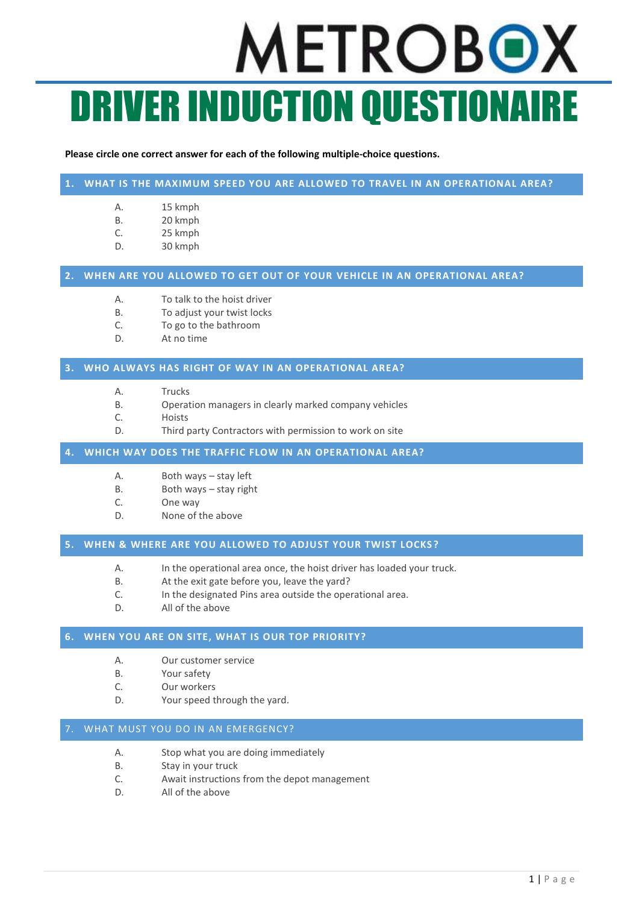# METROBOX

# DRIVER INDUCTION QUESTIONAIRE

**Please circle one correct answer for each of the following multiple-choice questions.**

## 1. WHAT IS THE MAXIMUM SPEED YOU ARE ALLOWED TO TRAVEL IN AN OPERATIONAL AREA?

A. 15 kmph
B. 20 kmph
C. 25 kmph
D. 30 kmph

## 2. WHEN ARE YOU ALLOWED TO GET OUT OF YOUR VEHICLE IN AN OPERATIONAL AREA?

A. To talk to the hoist driver
B. To adjust your twist locks
C. To go to the bathroom
D. At no time

## 3. WHO ALWAYS HAS RIGHT OF WAY IN AN OPERATIONAL AREA?

A. Trucks
B. Operation managers in clearly marked company vehicles
C. Hoists
D. Third party Contractors with permission to work on site

## 4. WHICH WAY DOES THE TRAFFIC FLOW IN AN OPERATIONAL AREA?

A. Both ways – stay left
B. Both ways – stay right
C. One way
D. None of the above

## 5. WHEN & WHERE ARE YOU ALLOWED TO ADJUST YOUR TWIST LOCKS?

A. In the operational area once, the hoist driver has loaded your truck.
B. At the exit gate before you, leave the yard?
C. In the designated Pins area outside the operational area.
D. All of the above

## 6. WHEN YOU ARE ON SITE, WHAT IS OUR TOP PRIORITY?

A. Our customer service
B. Your safety
C. Our workers
D. Your speed through the yard.

## 7. WHAT MUST YOU DO IN AN EMERGENCY?

A. Stop what you are doing immediately
B. Stay in your truck
C. Await instructions from the depot management
D. All of the above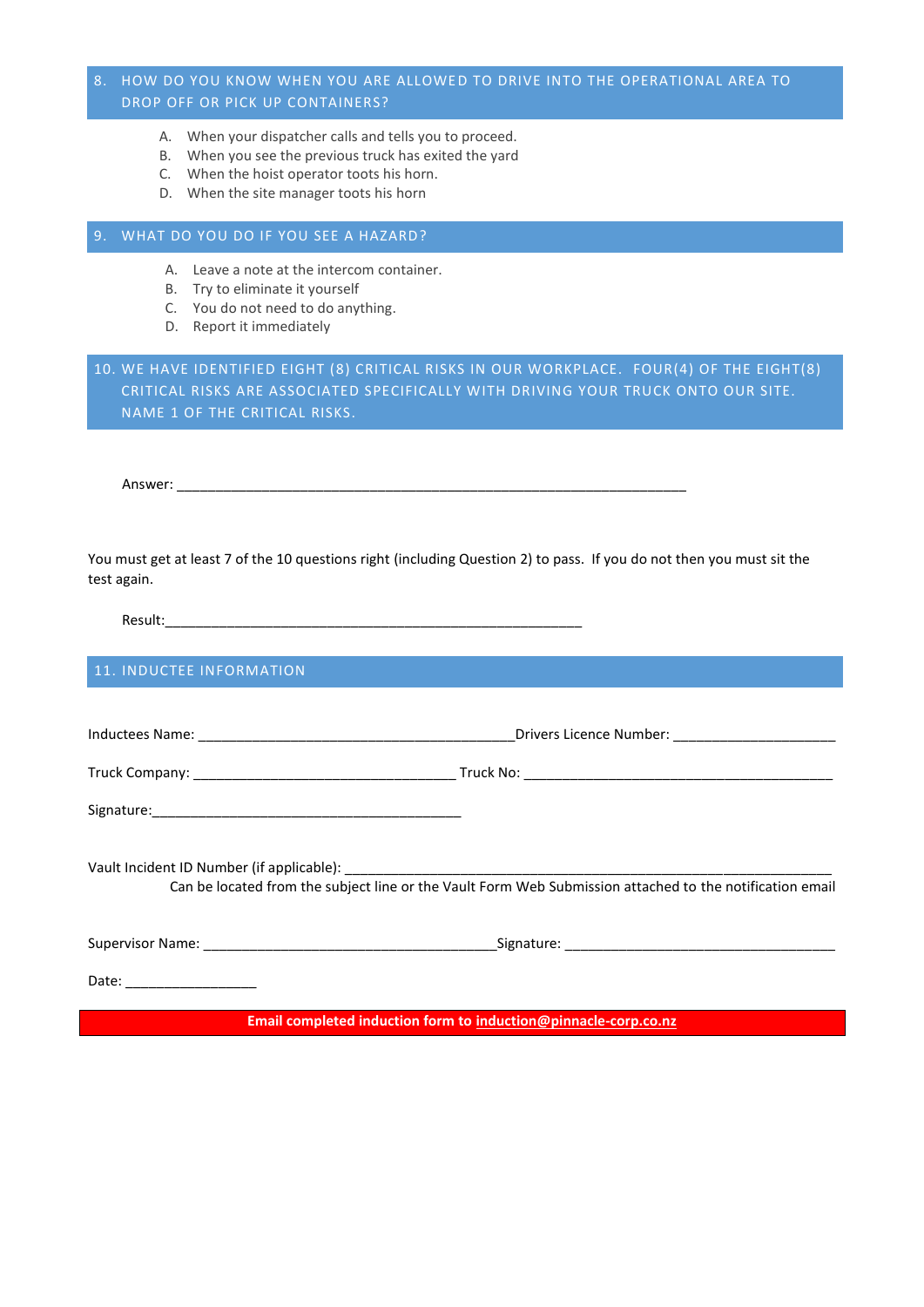## 8. HOW DO YOU KNOW WHEN YOU ARE ALLOWED TO DRIVE INTO THE OPERATIONAL AREA TO DROP OFF OR PICK UP CONTAINERS?

A. When your dispatcher calls and tells you to proceed.
B. When you see the previous truck has exited the yard
C. When the hoist operator toots his horn.
D. When the site manager toots his horn

## 9. WHAT DO YOU DO IF YOU SEE A HAZARD?

A. Leave a note at the intercom container.
B. Try to eliminate it yourself
C. You do not need to do anything.
D. Report it immediately

## 10. WE HAVE IDENTIFIED EIGHT (8) CRITICAL RISKS IN OUR WORKPLACE. FOUR(4) OF THE EIGHT(8) CRITICAL RISKS ARE ASSOCIATED SPECIFICALLY WITH DRIVING YOUR TRUCK ONTO OUR SITE. NAME 1 OF THE CRITICAL RISKS.

Answer: ______________________________________________________________________

You must get at least 7 of the 10 questions right (including Question 2) to pass. If you do not then you must sit the test again.

Result:_________________________________________________________

## 11. INDUCTEE INFORMATION

Inductees Name: ___________________________________________Drivers Licence Number: _____________________

Truck Company: ___________________________________ Truck No: __________________________________________

Signature:__________________________________________

Vault Incident ID Number (if applicable): __________________________________________________________________

Can be located from the subject line or the Vault Form Web Submission attached to the notification email

Supervisor Name: _______________________________________Signature: ____________________________________

Date: _________________

**Email completed induction form to induction@pinnacle-corp.co.nz**